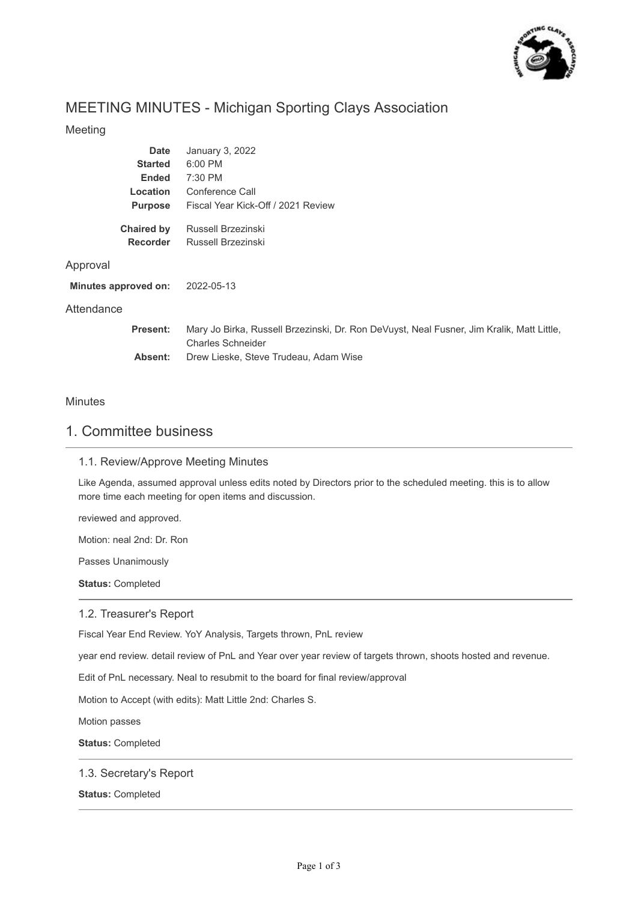# MEETING MINUTES - Michigan Sporting Clays Association

## Meeting

| | |
|---|---|
| **Date** | January 3, 2022 |
| **Started** | 6:00 PM |
| **Ended** | 7:30 PM |
| **Location** | Conference Call |
| **Purpose** | Fiscal Year Kick-Off / 2021 Review |
| **Chaired by** | Russell Brzezinski |
| **Recorder** | Russell Brzezinski |

## Approval

**Minutes approved on:** 2022-05-13

## Attendance

**Present:** Mary Jo Birka, Russell Brzezinski, Dr. Ron DeVuyst, Neal Fusner, Jim Kralik, Matt Little, Charles Schneider

**Absent:** Drew Lieske, Steve Trudeau, Adam Wise

## Minutes

# 1. Committee business

### 1.1. Review/Approve Meeting Minutes

Like Agenda, assumed approval unless edits noted by Directors prior to the scheduled meeting. this is to allow more time each meeting for open items and discussion.

reviewed and approved.

Motion: neal 2nd: Dr. Ron

Passes Unanimously

**Status:** Completed

### 1.2. Treasurer's Report

Fiscal Year End Review. YoY Analysis, Targets thrown, PnL review

year end review. detail review of PnL and Year over year review of targets thrown, shoots hosted and revenue.

Edit of PnL necessary. Neal to resubmit to the board for final review/approval

Motion to Accept (with edits): Matt Little 2nd: Charles S.

Motion passes

**Status:** Completed

### 1.3. Secretary's Report

**Status:** Completed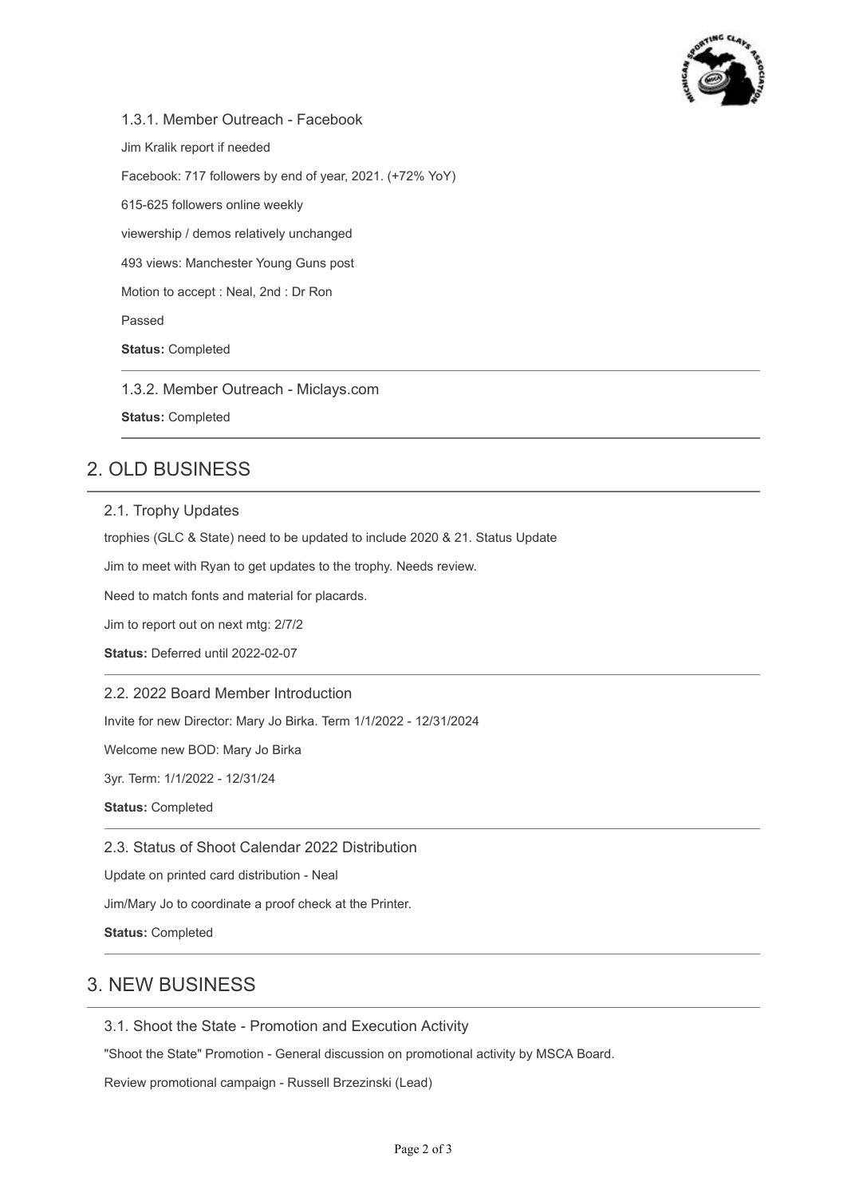#### 1.3.1. Member Outreach - Facebook

Jim Kralik report if needed

Facebook: 717 followers by end of year, 2021. (+72% YoY)

615-625 followers online weekly

viewership / demos relatively unchanged

493 views: Manchester Young Guns post

Motion to accept : Neal, 2nd : Dr Ron

Passed

**Status:** Completed

---

#### 1.3.2. Member Outreach - Miclays.com

**Status:** Completed

---

## 2. OLD BUSINESS

### 2.1. Trophy Updates

trophies (GLC & State) need to be updated to include 2020 & 21. Status Update

Jim to meet with Ryan to get updates to the trophy. Needs review.

Need to match fonts and material for placards.

Jim to report out on next mtg: 2/7/2

**Status:** Deferred until 2022-02-07

---

### 2.2. 2022 Board Member Introduction

Invite for new Director: Mary Jo Birka. Term 1/1/2022 - 12/31/2024

Welcome new BOD: Mary Jo Birka

3yr. Term: 1/1/2022 - 12/31/24

**Status:** Completed

---

### 2.3. Status of Shoot Calendar 2022 Distribution

Update on printed card distribution - Neal

Jim/Mary Jo to coordinate a proof check at the Printer.

**Status:** Completed

---

## 3. NEW BUSINESS

### 3.1. Shoot the State - Promotion and Execution Activity

"Shoot the State" Promotion - General discussion on promotional activity by MSCA Board.

Review promotional campaign - Russell Brzezinski (Lead)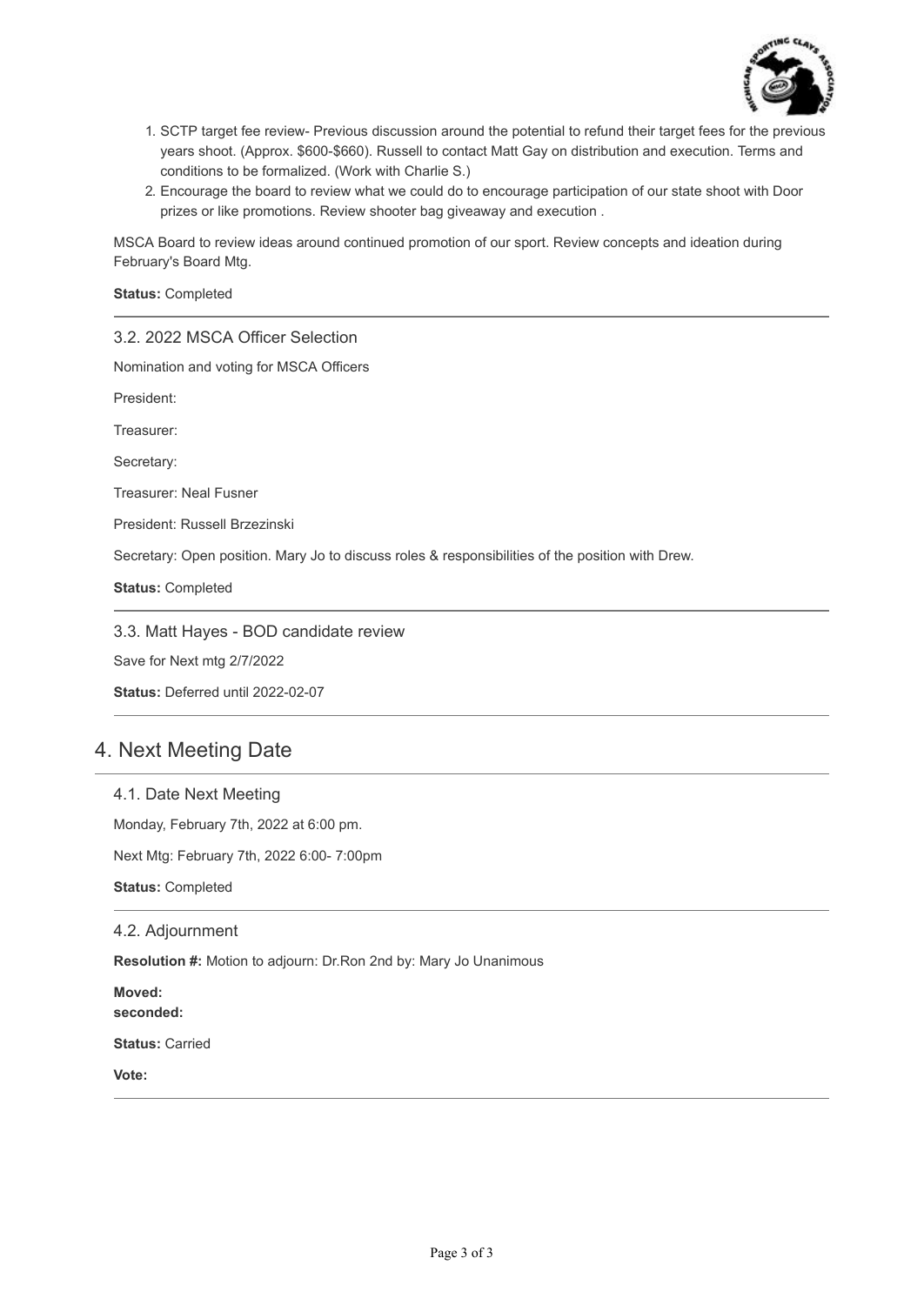1. SCTP target fee review- Previous discussion around the potential to refund their target fees for the previous years shoot. (Approx. $600-$660). Russell to contact Matt Gay on distribution and execution. Terms and conditions to be formalized. (Work with Charlie S.)
2. Encourage the board to review what we could do to encourage participation of our state shoot with Door prizes or like promotions. Review shooter bag giveaway and execution .

MSCA Board to review ideas around continued promotion of our sport. Review concepts and ideation during February's Board Mtg.

**Status:** Completed

### 3.2. 2022 MSCA Officer Selection

Nomination and voting for MSCA Officers

President:

Treasurer:

Secretary:

Treasurer: Neal Fusner

President: Russell Brzezinski

Secretary: Open position. Mary Jo to discuss roles & responsibilities of the position with Drew.

**Status:** Completed

### 3.3. Matt Hayes - BOD candidate review

Save for Next mtg 2/7/2022

**Status:** Deferred until 2022-02-07

## 4. Next Meeting Date

### 4.1. Date Next Meeting

Monday, February 7th, 2022 at 6:00 pm.

Next Mtg: February 7th, 2022 6:00- 7:00pm

**Status:** Completed

### 4.2. Adjournment

**Resolution #:** Motion to adjourn: Dr.Ron 2nd by: Mary Jo Unanimous

**Moved:**
**seconded:**

**Status:** Carried

**Vote:**